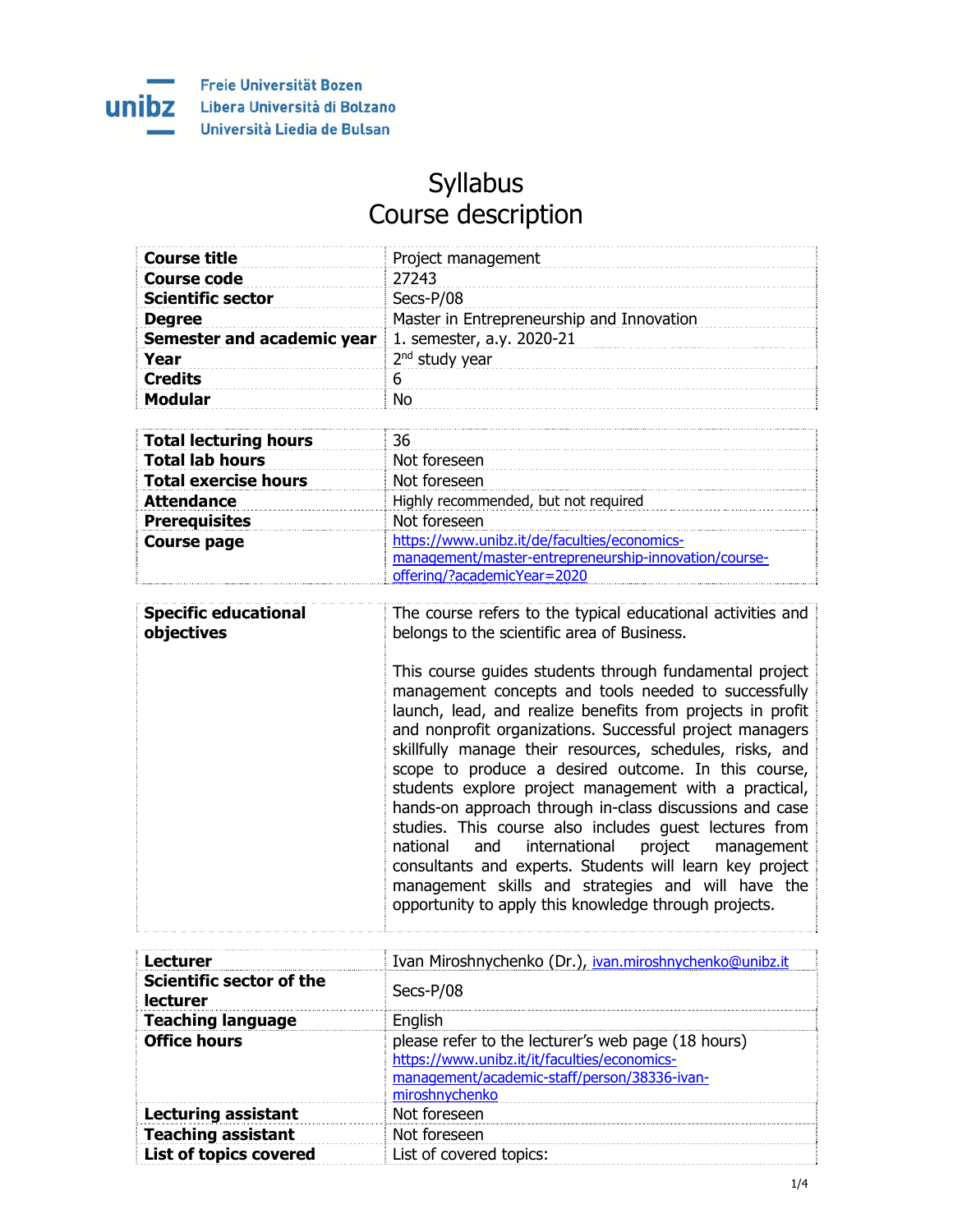Freie Universität Bozen
Libera Università di Bolzano
Università Liedia de Bulsan

# Syllabus
# Course description

| | |
|---|---|
| **Course title** | Project management |
| **Course code** | 27243 |
| **Scientific sector** | Secs-P/08 |
| **Degree** | Master in Entrepreneurship and Innovation |
| **Semester and academic year** | 1. semester, a.y. 2020-21 |
| **Year** | 2nd study year |
| **Credits** | 6 |
| **Modular** | No |

| | |
|---|---|
| **Total lecturing hours** | 36 |
| **Total lab hours** | Not foreseen |
| **Total exercise hours** | Not foreseen |
| **Attendance** | Highly recommended, but not required |
| **Prerequisites** | Not foreseen |
| **Course page** | https://www.unibz.it/de/faculties/economics-management/master-entrepreneurship-innovation/course-offering/?academicYear=2020 |

| | |
|---|---|
| **Specific educational objectives** | The course refers to the typical educational activities and belongs to the scientific area of Business.<br><br>This course guides students through fundamental project management concepts and tools needed to successfully launch, lead, and realize benefits from projects in profit and nonprofit organizations. Successful project managers skillfully manage their resources, schedules, risks, and scope to produce a desired outcome. In this course, students explore project management with a practical, hands-on approach through in-class discussions and case studies. This course also includes guest lectures from national and international project management consultants and experts. Students will learn key project management skills and strategies and will have the opportunity to apply this knowledge through projects. |

| | |
|---|---|
| **Lecturer** | Ivan Miroshnychenko (Dr.), ivan.miroshnychenko@unibz.it |
| **Scientific sector of the lecturer** | Secs-P/08 |
| **Teaching language** | English |
| **Office hours** | please refer to the lecturer's web page (18 hours) https://www.unibz.it/it/faculties/economics-management/academic-staff/person/38336-ivan-miroshnychenko |
| **Lecturing assistant** | Not foreseen |
| **Teaching assistant** | Not foreseen |
| **List of topics covered** | List of covered topics: |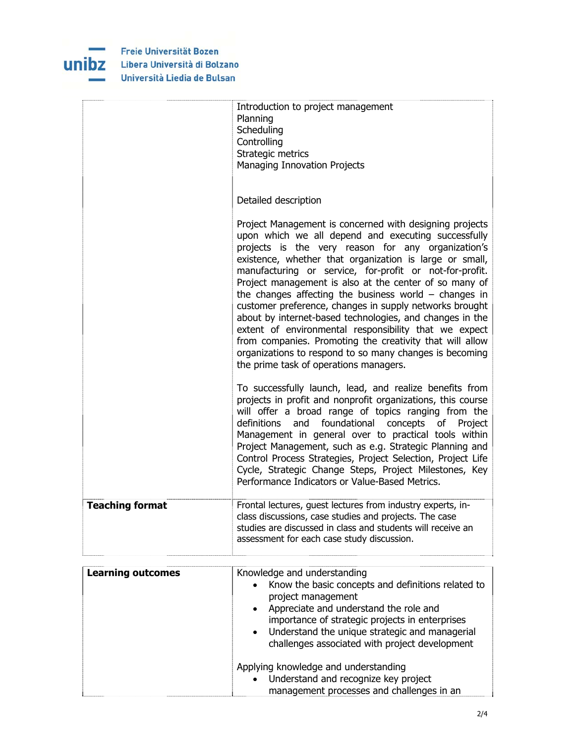| | |
|---|---|
| | Introduction to project management<br>Planning<br>Scheduling<br>Controlling<br>Strategic metrics<br>Managing Innovation Projects<br><br>Detailed description<br><br>Project Management is concerned with designing projects upon which we all depend and executing successfully projects is the very reason for any organization's existence, whether that organization is large or small, manufacturing or service, for-profit or not-for-profit. Project management is also at the center of so many of the changes affecting the business world – changes in customer preference, changes in supply networks brought about by internet-based technologies, and changes in the extent of environmental responsibility that we expect from companies. Promoting the creativity that will allow organizations to respond to so many changes is becoming the prime task of operations managers.<br><br>To successfully launch, lead, and realize benefits from projects in profit and nonprofit organizations, this course will offer a broad range of topics ranging from the definitions and foundational concepts of Project Management in general over to practical tools within Project Management, such as e.g. Strategic Planning and Control Process Strategies, Project Selection, Project Life Cycle, Strategic Change Steps, Project Milestones, Key Performance Indicators or Value-Based Metrics. |
| **Teaching format** | Frontal lectures, guest lectures from industry experts, in-class discussions, case studies and projects. The case studies are discussed in class and students will receive an assessment for each case study discussion. |

| | |
|---|---|
| **Learning outcomes** | Knowledge and understanding<br>• Know the basic concepts and definitions related to project management<br>• Appreciate and understand the role and importance of strategic projects in enterprises<br>• Understand the unique strategic and managerial challenges associated with project development<br><br>Applying knowledge and understanding<br>• Understand and recognize key project management processes and challenges in an |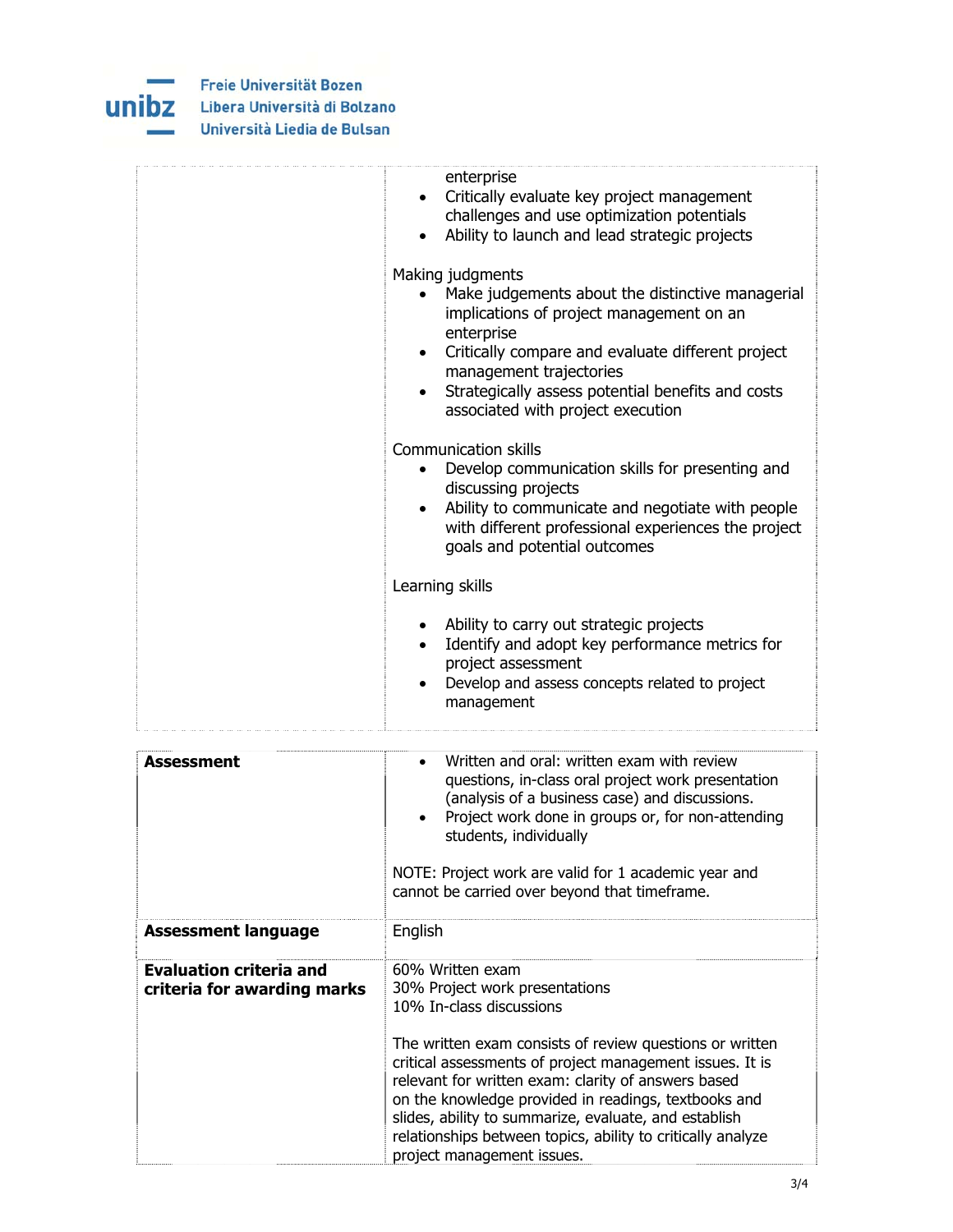| | |
|---|---|
| | enterprise<br>• Critically evaluate key project management challenges and use optimization potentials<br>• Ability to launch and lead strategic projects<br><br>Making judgments<br>• Make judgements about the distinctive managerial implications of project management on an enterprise<br>• Critically compare and evaluate different project management trajectories<br>• Strategically assess potential benefits and costs associated with project execution<br><br>Communication skills<br>• Develop communication skills for presenting and discussing projects<br>• Ability to communicate and negotiate with people with different professional experiences the project goals and potential outcomes<br><br>Learning skills<br><br>• Ability to carry out strategic projects<br>• Identify and adopt key performance metrics for project assessment<br>• Develop and assess concepts related to project management |

| | |
|---|---|
| **Assessment** | • Written and oral: written exam with review questions, in-class oral project work presentation (analysis of a business case) and discussions.<br>• Project work done in groups or, for non-attending students, individually<br><br>NOTE: Project work are valid for 1 academic year and cannot be carried over beyond that timeframe. |
| **Assessment language** | English |
| **Evaluation criteria and criteria for awarding marks** | 60% Written exam<br>30% Project work presentations<br>10% In-class discussions<br><br>The written exam consists of review questions or written critical assessments of project management issues. It is relevant for written exam: clarity of answers based on the knowledge provided in readings, textbooks and slides, ability to summarize, evaluate, and establish relationships between topics, ability to critically analyze project management issues. |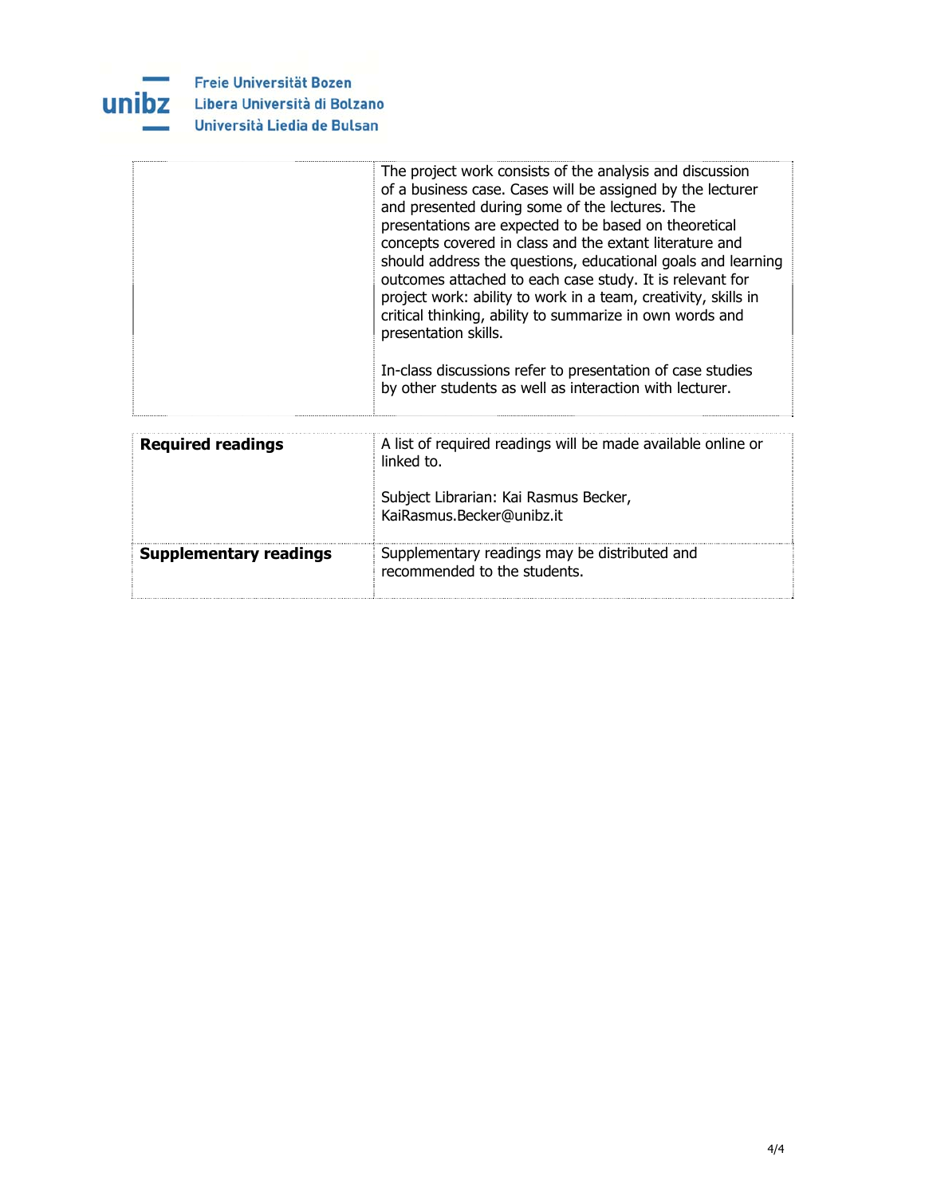| | |
|---|---|
| | The project work consists of the analysis and discussion of a business case. Cases will be assigned by the lecturer and presented during some of the lectures. The presentations are expected to be based on theoretical concepts covered in class and the extant literature and should address the questions, educational goals and learning outcomes attached to each case study. It is relevant for project work: ability to work in a team, creativity, skills in critical thinking, ability to summarize in own words and presentation skills.<br><br>In-class discussions refer to presentation of case studies by other students as well as interaction with lecturer. |

| | |
|---|---|
| **Required readings** | A list of required readings will be made available online or linked to.<br><br>Subject Librarian: Kai Rasmus Becker, KaiRasmus.Becker@unibz.it |
| **Supplementary readings** | Supplementary readings may be distributed and recommended to the students. |